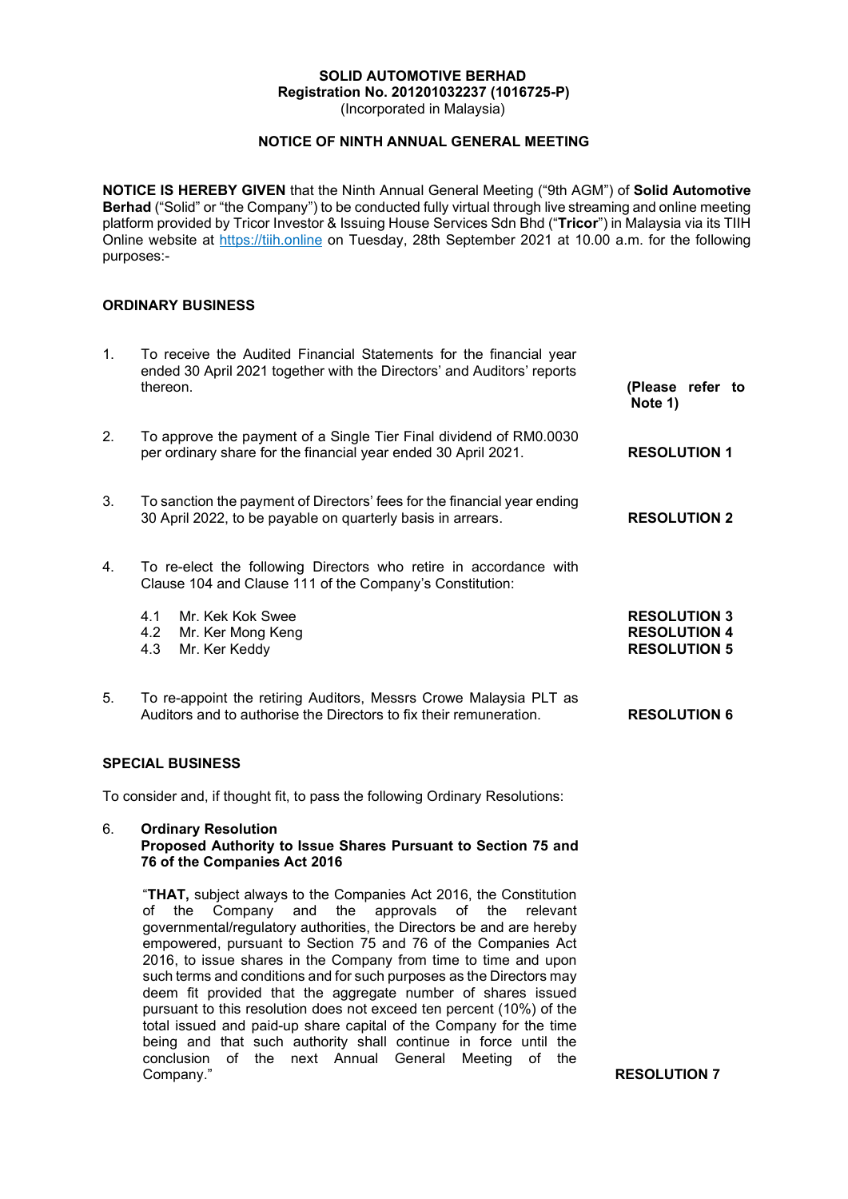**SOLID AUTOMOTIVE BERHAD**
**Registration No. 201201032237 (1016725-P)**
(Incorporated in Malaysia)

**NOTICE OF NINTH ANNUAL GENERAL MEETING**

**NOTICE IS HEREBY GIVEN** that the Ninth Annual General Meeting ("9th AGM") of **Solid Automotive Berhad** ("Solid" or "the Company") to be conducted fully virtual through live streaming and online meeting platform provided by Tricor Investor & Issuing House Services Sdn Bhd ("**Tricor**") in Malaysia via its TIIH Online website at https://tiih.online on Tuesday, 28th September 2021 at 10.00 a.m. for the following purposes:-

**ORDINARY BUSINESS**

1. To receive the Audited Financial Statements for the financial year ended 30 April 2021 together with the Directors' and Auditors' reports thereon. **(Please refer to Note 1)**

2. To approve the payment of a Single Tier Final dividend of RM0.0030 per ordinary share for the financial year ended 30 April 2021. **RESOLUTION 1**

3. To sanction the payment of Directors' fees for the financial year ending 30 April 2022, to be payable on quarterly basis in arrears. **RESOLUTION 2**

4. To re-elect the following Directors who retire in accordance with Clause 104 and Clause 111 of the Company's Constitution:

   4.1 Mr. Kek Kok Swee **RESOLUTION 3**
   4.2 Mr. Ker Mong Keng **RESOLUTION 4**
   4.3 Mr. Ker Keddy **RESOLUTION 5**

5. To re-appoint the retiring Auditors, Messrs Crowe Malaysia PLT as Auditors and to authorise the Directors to fix their remuneration. **RESOLUTION 6**

**SPECIAL BUSINESS**

To consider and, if thought fit, to pass the following Ordinary Resolutions:

6. **Ordinary Resolution**
   **Proposed Authority to Issue Shares Pursuant to Section 75 and 76 of the Companies Act 2016**

   "**THAT,** subject always to the Companies Act 2016, the Constitution of the Company and the approvals of the relevant governmental/regulatory authorities, the Directors be and are hereby empowered, pursuant to Section 75 and 76 of the Companies Act 2016, to issue shares in the Company from time to time and upon such terms and conditions and for such purposes as the Directors may deem fit provided that the aggregate number of shares issued pursuant to this resolution does not exceed ten percent (10%) of the total issued and paid-up share capital of the Company for the time being and that such authority shall continue in force until the conclusion of the next Annual General Meeting of the Company." **RESOLUTION 7**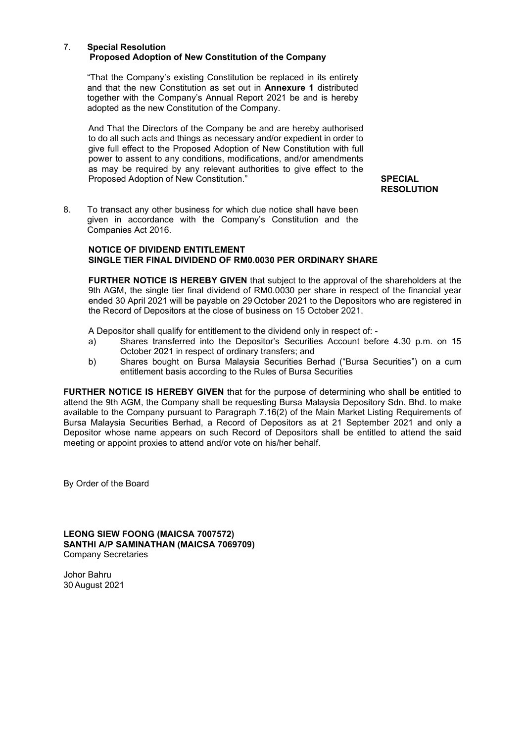7. **Special Resolution**
   **Proposed Adoption of New Constitution of the Company**

   "That the Company's existing Constitution be replaced in its entirety and that the new Constitution as set out in **Annexure 1** distributed together with the Company's Annual Report 2021 be and is hereby adopted as the new Constitution of the Company.

   And That the Directors of the Company be and are hereby authorised to do all such acts and things as necessary and/or expedient in order to give full effect to the Proposed Adoption of New Constitution with full power to assent to any conditions, modifications, and/or amendments as may be required by any relevant authorities to give effect to the Proposed Adoption of New Constitution."

   **SPECIAL RESOLUTION**

8. To transact any other business for which due notice shall have been given in accordance with the Company's Constitution and the Companies Act 2016.

**NOTICE OF DIVIDEND ENTITLEMENT**
**SINGLE TIER FINAL DIVIDEND OF RM0.0030 PER ORDINARY SHARE**

**FURTHER NOTICE IS HEREBY GIVEN** that subject to the approval of the shareholders at the 9th AGM, the single tier final dividend of RM0.0030 per share in respect of the financial year ended 30 April 2021 will be payable on 29 October 2021 to the Depositors who are registered in the Record of Depositors at the close of business on 15 October 2021.

A Depositor shall qualify for entitlement to the dividend only in respect of: -

a) Shares transferred into the Depositor's Securities Account before 4.30 p.m. on 15 October 2021 in respect of ordinary transfers; and
b) Shares bought on Bursa Malaysia Securities Berhad ("Bursa Securities") on a cum entitlement basis according to the Rules of Bursa Securities

**FURTHER NOTICE IS HEREBY GIVEN** that for the purpose of determining who shall be entitled to attend the 9th AGM, the Company shall be requesting Bursa Malaysia Depository Sdn. Bhd. to make available to the Company pursuant to Paragraph 7.16(2) of the Main Market Listing Requirements of Bursa Malaysia Securities Berhad, a Record of Depositors as at 21 September 2021 and only a Depositor whose name appears on such Record of Depositors shall be entitled to attend the said meeting or appoint proxies to attend and/or vote on his/her behalf.

By Order of the Board

**LEONG SIEW FOONG (MAICSA 7007572)**
**SANTHI A/P SAMINATHAN (MAICSA 7069709)**
Company Secretaries

Johor Bahru
30 August 2021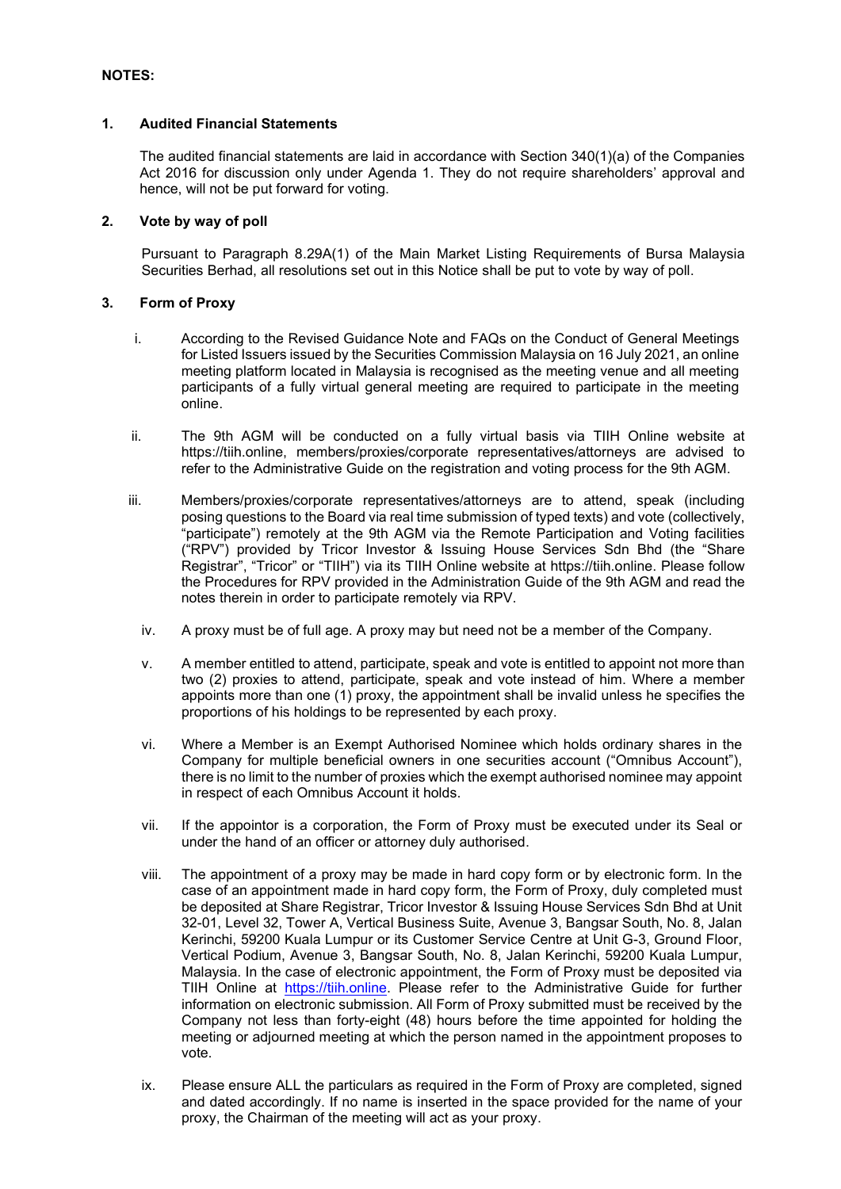**NOTES:**

**1. Audited Financial Statements**

The audited financial statements are laid in accordance with Section 340(1)(a) of the Companies Act 2016 for discussion only under Agenda 1. They do not require shareholders' approval and hence, will not be put forward for voting.

**2. Vote by way of poll**

Pursuant to Paragraph 8.29A(1) of the Main Market Listing Requirements of Bursa Malaysia Securities Berhad, all resolutions set out in this Notice shall be put to vote by way of poll.

**3. Form of Proxy**

i. According to the Revised Guidance Note and FAQs on the Conduct of General Meetings for Listed Issuers issued by the Securities Commission Malaysia on 16 July 2021, an online meeting platform located in Malaysia is recognised as the meeting venue and all meeting participants of a fully virtual general meeting are required to participate in the meeting online.

ii. The 9th AGM will be conducted on a fully virtual basis via TIIH Online website at https://tiih.online, members/proxies/corporate representatives/attorneys are advised to refer to the Administrative Guide on the registration and voting process for the 9th AGM.

iii. Members/proxies/corporate representatives/attorneys are to attend, speak (including posing questions to the Board via real time submission of typed texts) and vote (collectively, "participate") remotely at the 9th AGM via the Remote Participation and Voting facilities ("RPV") provided by Tricor Investor & Issuing House Services Sdn Bhd (the "Share Registrar", "Tricor" or "TIIH") via its TIIH Online website at https://tiih.online. Please follow the Procedures for RPV provided in the Administration Guide of the 9th AGM and read the notes therein in order to participate remotely via RPV.

iv. A proxy must be of full age. A proxy may but need not be a member of the Company.

v. A member entitled to attend, participate, speak and vote is entitled to appoint not more than two (2) proxies to attend, participate, speak and vote instead of him. Where a member appoints more than one (1) proxy, the appointment shall be invalid unless he specifies the proportions of his holdings to be represented by each proxy.

vi. Where a Member is an Exempt Authorised Nominee which holds ordinary shares in the Company for multiple beneficial owners in one securities account ("Omnibus Account"), there is no limit to the number of proxies which the exempt authorised nominee may appoint in respect of each Omnibus Account it holds.

vii. If the appointor is a corporation, the Form of Proxy must be executed under its Seal or under the hand of an officer or attorney duly authorised.

viii. The appointment of a proxy may be made in hard copy form or by electronic form. In the case of an appointment made in hard copy form, the Form of Proxy, duly completed must be deposited at Share Registrar, Tricor Investor & Issuing House Services Sdn Bhd at Unit 32-01, Level 32, Tower A, Vertical Business Suite, Avenue 3, Bangsar South, No. 8, Jalan Kerinchi, 59200 Kuala Lumpur or its Customer Service Centre at Unit G-3, Ground Floor, Vertical Podium, Avenue 3, Bangsar South, No. 8, Jalan Kerinchi, 59200 Kuala Lumpur, Malaysia. In the case of electronic appointment, the Form of Proxy must be deposited via TIIH Online at https://tiih.online. Please refer to the Administrative Guide for further information on electronic submission. All Form of Proxy submitted must be received by the Company not less than forty-eight (48) hours before the time appointed for holding the meeting or adjourned meeting at which the person named in the appointment proposes to vote.

ix. Please ensure ALL the particulars as required in the Form of Proxy are completed, signed and dated accordingly. If no name is inserted in the space provided for the name of your proxy, the Chairman of the meeting will act as your proxy.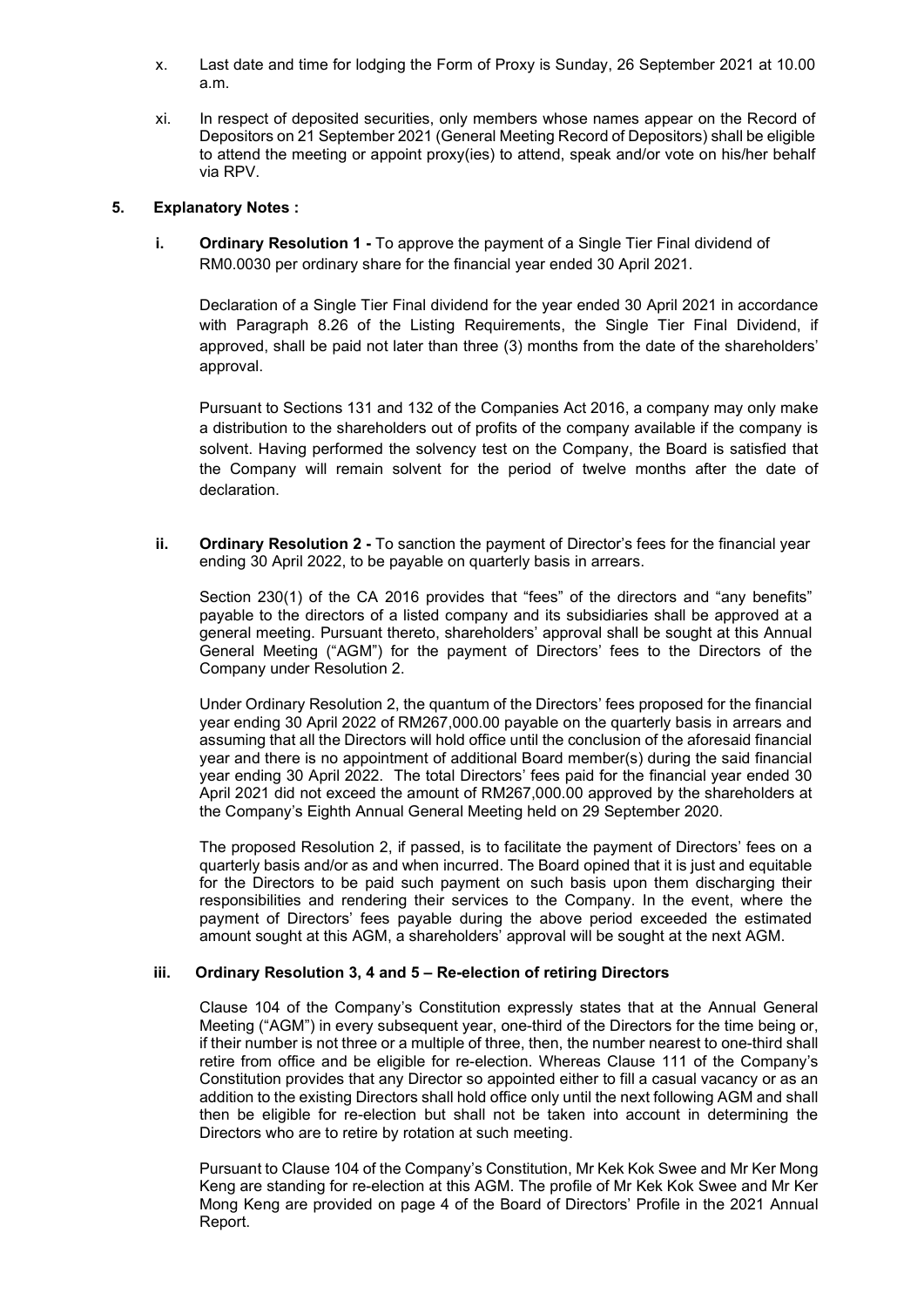x. Last date and time for lodging the Form of Proxy is Sunday, 26 September 2021 at 10.00 a.m.

xi. In respect of deposited securities, only members whose names appear on the Record of Depositors on 21 September 2021 (General Meeting Record of Depositors) shall be eligible to attend the meeting or appoint proxy(ies) to attend, speak and/or vote on his/her behalf via RPV.

## 5. Explanatory Notes :

**i. Ordinary Resolution 1 -** To approve the payment of a Single Tier Final dividend of RM0.0030 per ordinary share for the financial year ended 30 April 2021.

Declaration of a Single Tier Final dividend for the year ended 30 April 2021 in accordance with Paragraph 8.26 of the Listing Requirements, the Single Tier Final Dividend, if approved, shall be paid not later than three (3) months from the date of the shareholders' approval.

Pursuant to Sections 131 and 132 of the Companies Act 2016, a company may only make a distribution to the shareholders out of profits of the company available if the company is solvent. Having performed the solvency test on the Company, the Board is satisfied that the Company will remain solvent for the period of twelve months after the date of declaration.

**ii. Ordinary Resolution 2 -** To sanction the payment of Director's fees for the financial year ending 30 April 2022, to be payable on quarterly basis in arrears.

Section 230(1) of the CA 2016 provides that "fees" of the directors and "any benefits" payable to the directors of a listed company and its subsidiaries shall be approved at a general meeting. Pursuant thereto, shareholders' approval shall be sought at this Annual General Meeting ("AGM") for the payment of Directors' fees to the Directors of the Company under Resolution 2.

Under Ordinary Resolution 2, the quantum of the Directors' fees proposed for the financial year ending 30 April 2022 of RM267,000.00 payable on the quarterly basis in arrears and assuming that all the Directors will hold office until the conclusion of the aforesaid financial year and there is no appointment of additional Board member(s) during the said financial year ending 30 April 2022. The total Directors' fees paid for the financial year ended 30 April 2021 did not exceed the amount of RM267,000.00 approved by the shareholders at the Company's Eighth Annual General Meeting held on 29 September 2020.

The proposed Resolution 2, if passed, is to facilitate the payment of Directors' fees on a quarterly basis and/or as and when incurred. The Board opined that it is just and equitable for the Directors to be paid such payment on such basis upon them discharging their responsibilities and rendering their services to the Company. In the event, where the payment of Directors' fees payable during the above period exceeded the estimated amount sought at this AGM, a shareholders' approval will be sought at the next AGM.

**iii. Ordinary Resolution 3, 4 and 5 – Re-election of retiring Directors**

Clause 104 of the Company's Constitution expressly states that at the Annual General Meeting ("AGM") in every subsequent year, one-third of the Directors for the time being or, if their number is not three or a multiple of three, then, the number nearest to one-third shall retire from office and be eligible for re-election. Whereas Clause 111 of the Company's Constitution provides that any Director so appointed either to fill a casual vacancy or as an addition to the existing Directors shall hold office only until the next following AGM and shall then be eligible for re-election but shall not be taken into account in determining the Directors who are to retire by rotation at such meeting.

Pursuant to Clause 104 of the Company's Constitution, Mr Kek Kok Swee and Mr Ker Mong Keng are standing for re-election at this AGM. The profile of Mr Kek Kok Swee and Mr Ker Mong Keng are provided on page 4 of the Board of Directors' Profile in the 2021 Annual Report.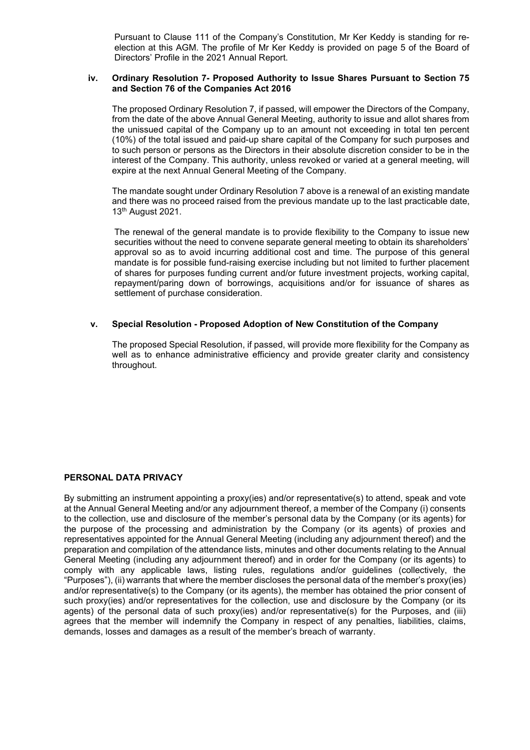Pursuant to Clause 111 of the Company's Constitution, Mr Ker Keddy is standing for re-election at this AGM. The profile of Mr Ker Keddy is provided on page 5 of the Board of Directors' Profile in the 2021 Annual Report.

**iv. Ordinary Resolution 7- Proposed Authority to Issue Shares Pursuant to Section 75 and Section 76 of the Companies Act 2016**

The proposed Ordinary Resolution 7, if passed, will empower the Directors of the Company, from the date of the above Annual General Meeting, authority to issue and allot shares from the unissued capital of the Company up to an amount not exceeding in total ten percent (10%) of the total issued and paid-up share capital of the Company for such purposes and to such person or persons as the Directors in their absolute discretion consider to be in the interest of the Company. This authority, unless revoked or varied at a general meeting, will expire at the next Annual General Meeting of the Company.

The mandate sought under Ordinary Resolution 7 above is a renewal of an existing mandate and there was no proceed raised from the previous mandate up to the last practicable date, 13th August 2021.

The renewal of the general mandate is to provide flexibility to the Company to issue new securities without the need to convene separate general meeting to obtain its shareholders' approval so as to avoid incurring additional cost and time. The purpose of this general mandate is for possible fund-raising exercise including but not limited to further placement of shares for purposes funding current and/or future investment projects, working capital, repayment/paring down of borrowings, acquisitions and/or for issuance of shares as settlement of purchase consideration.

**v. Special Resolution - Proposed Adoption of New Constitution of the Company**

The proposed Special Resolution, if passed, will provide more flexibility for the Company as well as to enhance administrative efficiency and provide greater clarity and consistency throughout.

**PERSONAL DATA PRIVACY**

By submitting an instrument appointing a proxy(ies) and/or representative(s) to attend, speak and vote at the Annual General Meeting and/or any adjournment thereof, a member of the Company (i) consents to the collection, use and disclosure of the member's personal data by the Company (or its agents) for the purpose of the processing and administration by the Company (or its agents) of proxies and representatives appointed for the Annual General Meeting (including any adjournment thereof) and the preparation and compilation of the attendance lists, minutes and other documents relating to the Annual General Meeting (including any adjournment thereof) and in order for the Company (or its agents) to comply with any applicable laws, listing rules, regulations and/or guidelines (collectively, the "Purposes"), (ii) warrants that where the member discloses the personal data of the member's proxy(ies) and/or representative(s) to the Company (or its agents), the member has obtained the prior consent of such proxy(ies) and/or representatives for the collection, use and disclosure by the Company (or its agents) of the personal data of such proxy(ies) and/or representative(s) for the Purposes, and (iii) agrees that the member will indemnify the Company in respect of any penalties, liabilities, claims, demands, losses and damages as a result of the member's breach of warranty.